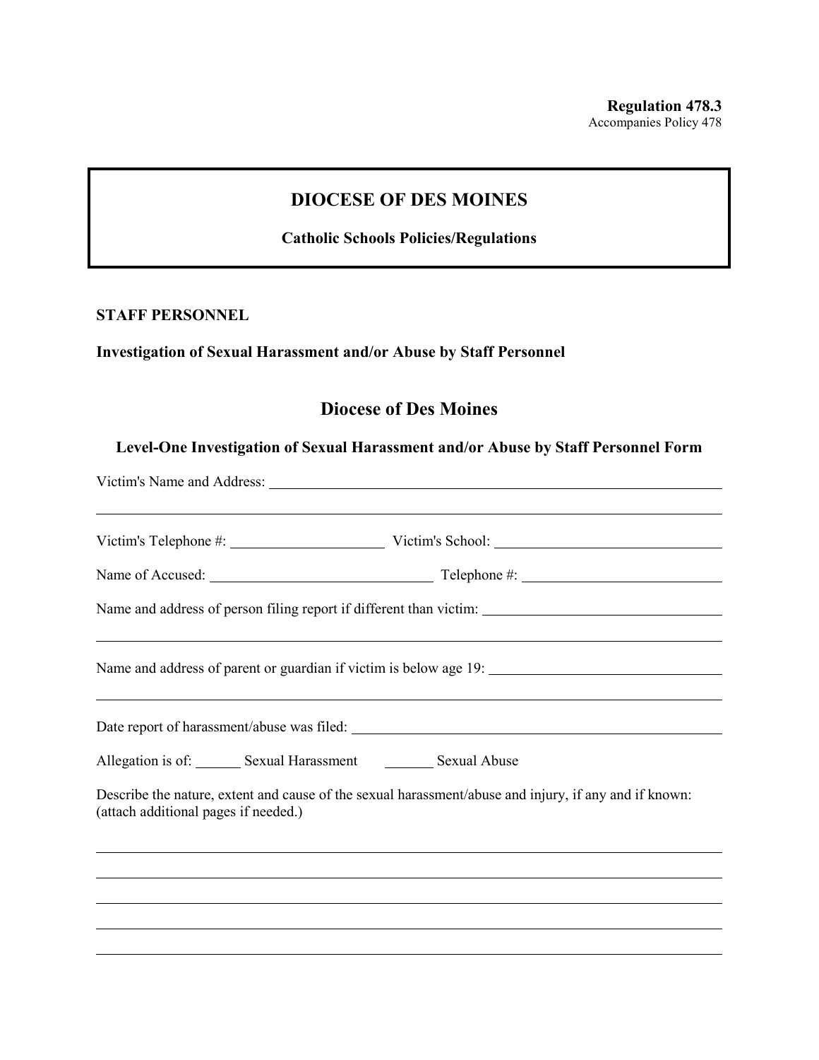**Regulation 478.3**
Accompanies Policy 478

# DIOCESE OF DES MOINES

**Catholic Schools Policies/Regulations**

**STAFF PERSONNEL**

**Investigation of Sexual Harassment and/or Abuse by Staff Personnel**

## Diocese of Des Moines

### Level-One Investigation of Sexual Harassment and/or Abuse by Staff Personnel Form

Victim's Name and Address: ______________________________________________

______________________________________________________________________

Victim's Telephone #: ____________________ Victim's School: ____________________________

Name of Accused: ____________________________ Telephone #: __________________________

Name and address of person filing report if different than victim: ______________________________

______________________________________________________________________

Name and address of parent or guardian if victim is below age 19: ______________________________

______________________________________________________________________

Date report of harassment/abuse was filed: ______________________________________

Allegation is of: ______ Sexual Harassment ______ Sexual Abuse

Describe the nature, extent and cause of the sexual harassment/abuse and injury, if any and if known: (attach additional pages if needed.)

______________________________________________________________________

______________________________________________________________________

______________________________________________________________________

______________________________________________________________________

______________________________________________________________________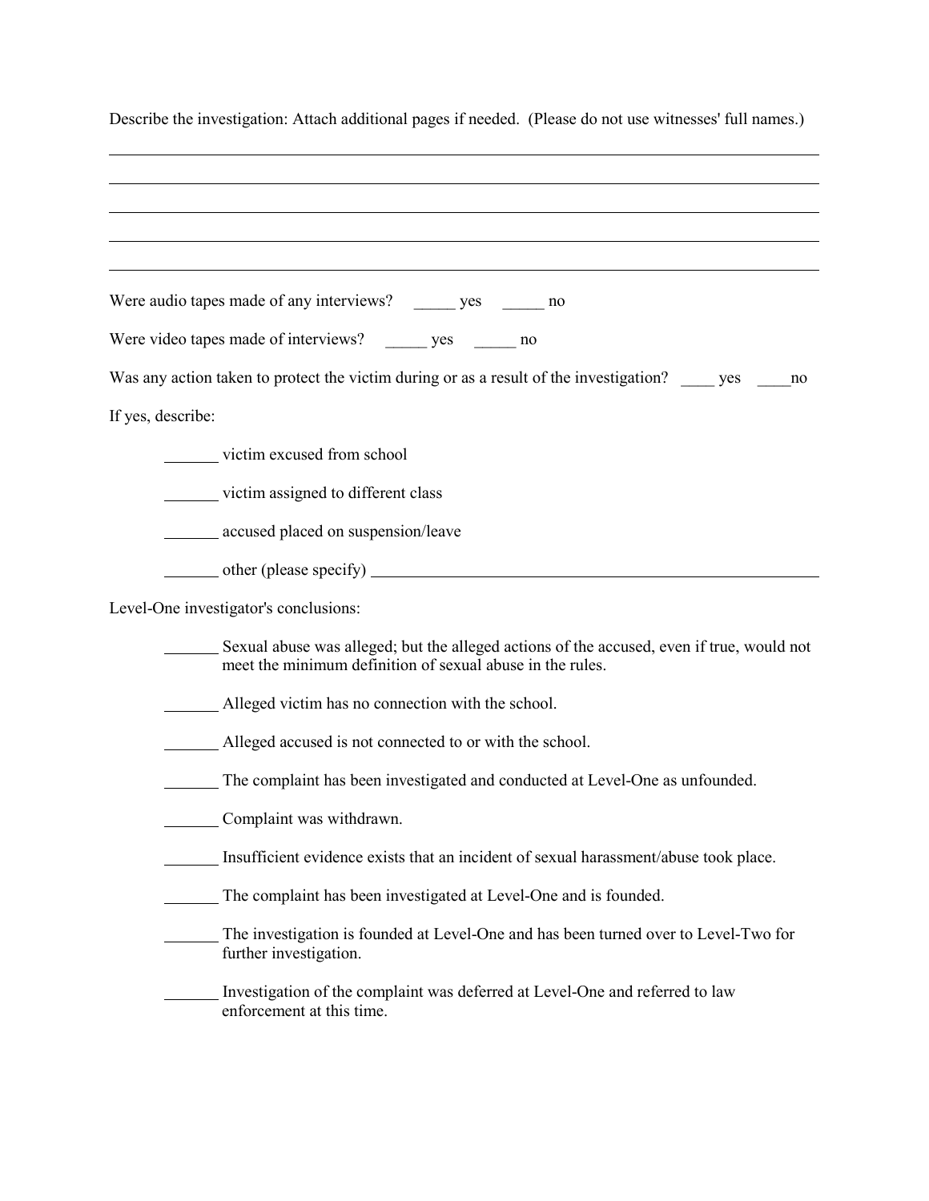Describe the investigation: Attach additional pages if needed. (Please do not use witnesses' full names.)

_______________________________________________________________________________

_______________________________________________________________________________

_______________________________________________________________________________

_______________________________________________________________________________

_______________________________________________________________________________

Were audio tapes made of any interviews? _____ yes _____ no

Were video tapes made of interviews? _____ yes _____ no

Was any action taken to protect the victim during or as a result of the investigation? ____ yes ____no

If yes, describe:

_______ victim excused from school

_______ victim assigned to different class

_______ accused placed on suspension/leave

_______ other (please specify) ___________________________________________

Level-One investigator's conclusions:

_______ Sexual abuse was alleged; but the alleged actions of the accused, even if true, would not meet the minimum definition of sexual abuse in the rules.

_______ Alleged victim has no connection with the school.

_______ Alleged accused is not connected to or with the school.

_______ The complaint has been investigated and conducted at Level-One as unfounded.

_______ Complaint was withdrawn.

_______ Insufficient evidence exists that an incident of sexual harassment/abuse took place.

_______ The complaint has been investigated at Level-One and is founded.

_______ The investigation is founded at Level-One and has been turned over to Level-Two for further investigation.

_______ Investigation of the complaint was deferred at Level-One and referred to law enforcement at this time.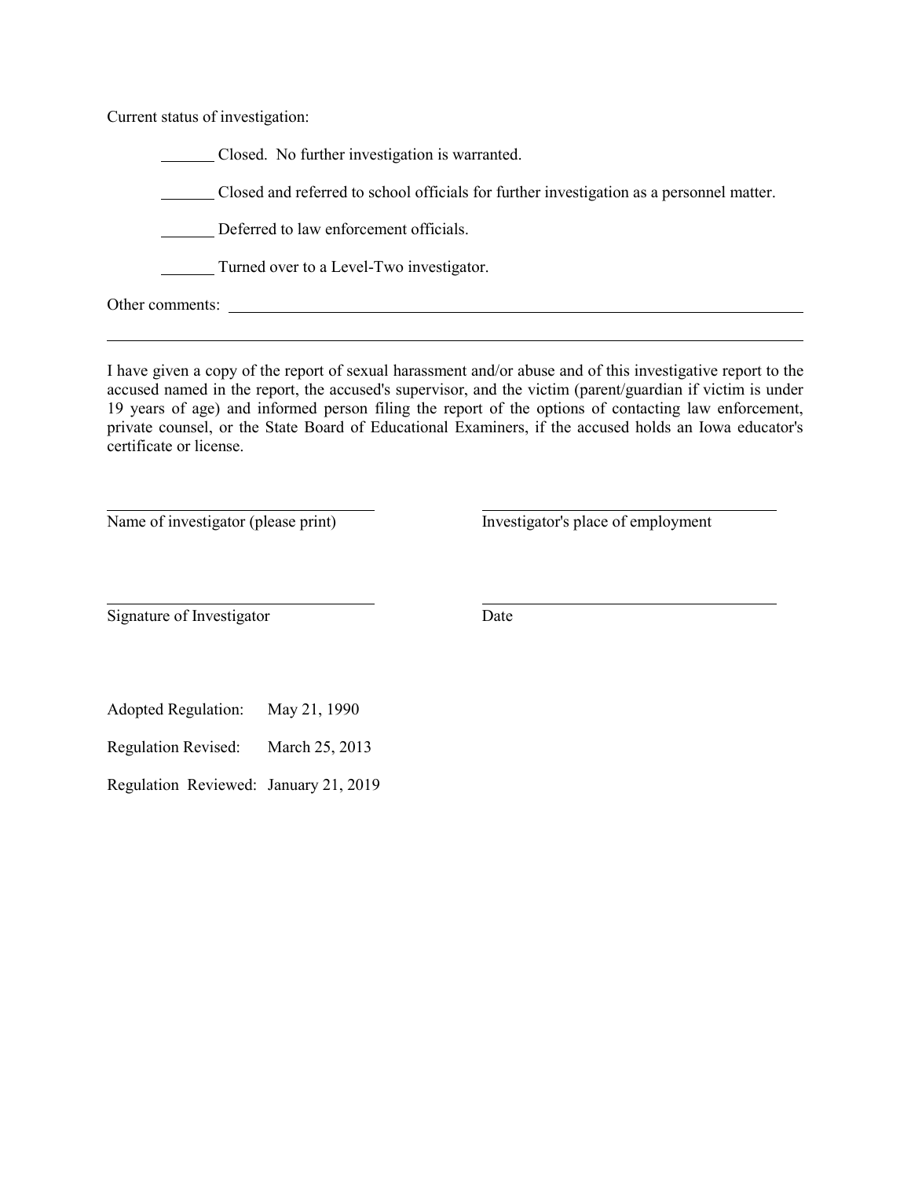Current status of investigation:

_______ Closed. No further investigation is warranted.

_______ Closed and referred to school officials for further investigation as a personnel matter.

_______ Deferred to law enforcement officials.

_______ Turned over to a Level-Two investigator.

Other comments: ____________________________________________________________

______________________________________________________________________________

I have given a copy of the report of sexual harassment and/or abuse and of this investigative report to the accused named in the report, the accused's supervisor, and the victim (parent/guardian if victim is under 19 years of age) and informed person filing the report of the options of contacting law enforcement, private counsel, or the State Board of Educational Examiners, if the accused holds an Iowa educator's certificate or license.

______________________________
Name of investigator (please print)

______________________________
Investigator's place of employment

______________________________
Signature of Investigator

______________________________
Date

Adopted Regulation: May 21, 1990

Regulation Revised: March 25, 2013

Regulation Reviewed: January 21, 2019